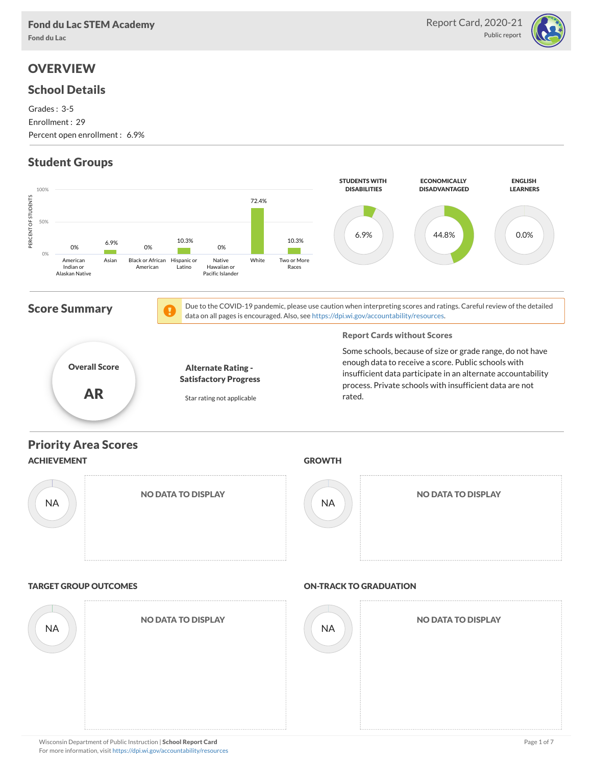# Fond du Lac STEM Academy

Fond du Lac

Report Card, 2020-21

Public report

## OVERVIEW

### School Details

Grades : 3-5

Enrollment : 29

Percent open enrollment : 6.9%

### Student Groups

| Group | Percent of Students |
| --- | --- |
| American Indian or Alaskan Native | 0% |
| Asian | 6.9% |
| Black or African American | 0% |
| Hispanic or Latino | 10.3% |
| Native Hawaiian or Pacific Islander | 0% |
| White | 72.4% |
| Two or More Races | 10.3% |

| STUDENTS WITH DISABILITIES | ECONOMICALLY DISADVANTAGED | ENGLISH LEARNERS |
| --- | --- | --- |
| 6.9% | 44.8% | 0.0% |

### Score Summary

Due to the COVID-19 pandemic, please use caution when interpreting scores and ratings. Careful review of the detailed data on all pages is encouraged. Also, see https://dpi.wi.gov/accountability/resources.

**Overall Score**

**AR**

**Alternate Rating - Satisfactory Progress**

Star rating not applicable

**Report Cards without Scores**

Some schools, because of size or grade range, do not have enough data to receive a score. Public schools with insufficient data participate in an alternate accountability process. Private schools with insufficient data are not rated.

### Priority Area Scores

#### ACHIEVEMENT

NA

NO DATA TO DISPLAY

#### GROWTH

NA

NO DATA TO DISPLAY

#### TARGET GROUP OUTCOMES

NA

NO DATA TO DISPLAY

#### ON-TRACK TO GRADUATION

NA

NO DATA TO DISPLAY

Wisconsin Department of Public Instruction | **School Report Card**

For more information, visit https://dpi.wi.gov/accountability/resources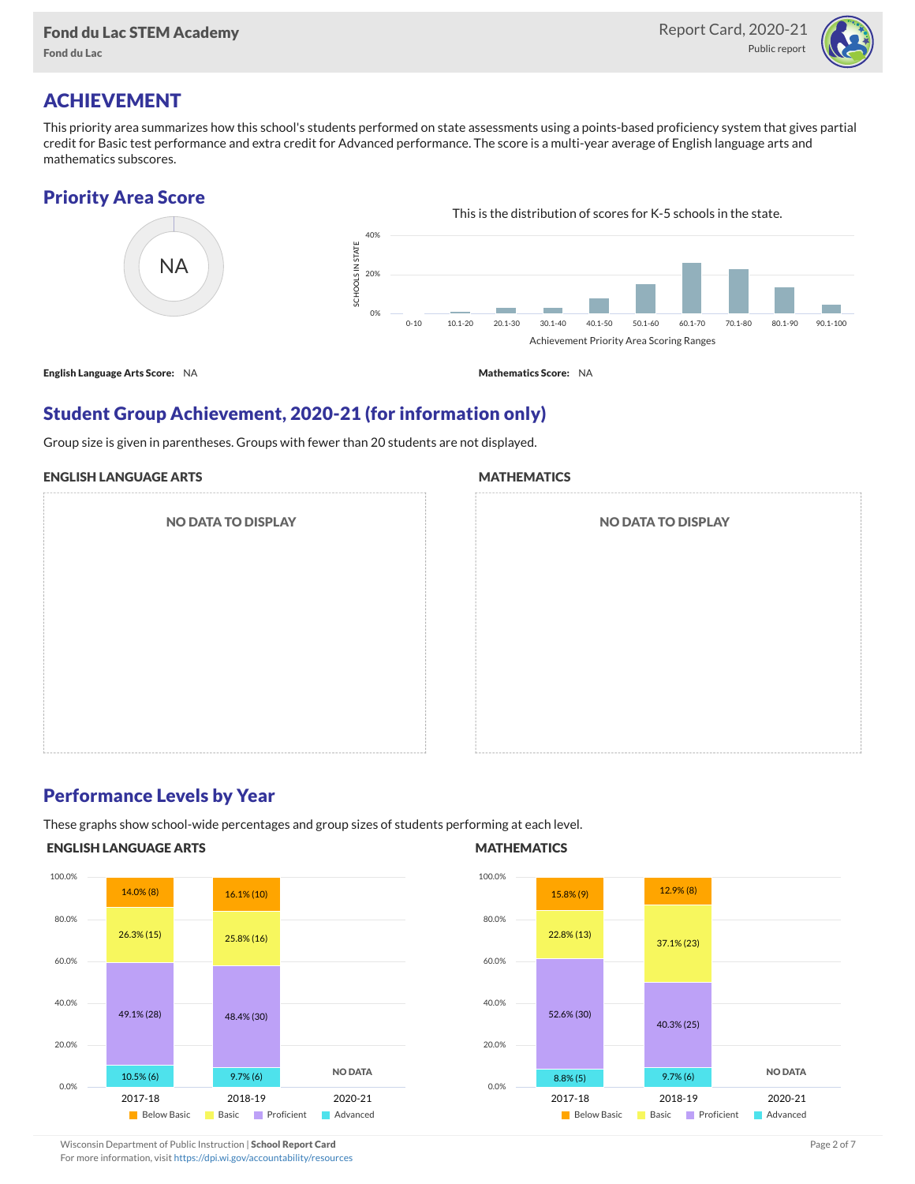# ACHIEVEMENT

This priority area summarizes how this school's students performed on state assessments using a points-based proficiency system that gives partial credit for Basic test performance and extra credit for Advanced performance. The score is a multi-year average of English language arts and mathematics subscores.

## Priority Area Score

NA

This is the distribution of scores for K-5 schools in the state.

| Achievement Priority Area Scoring Ranges | 0-10 | 10.1-20 | 20.1-30 | 30.1-40 | 40.1-50 | 50.1-60 | 60.1-70 | 70.1-80 | 80.1-90 | 90.1-100 |
|---|---|---|---|---|---|---|---|---|---|---|

**English Language Arts Score:** NA

**Mathematics Score:** NA

## Student Group Achievement, 2020-21 (for information only)

Group size is given in parentheses. Groups with fewer than 20 students are not displayed.

### ENGLISH LANGUAGE ARTS

NO DATA TO DISPLAY

### MATHEMATICS

NO DATA TO DISPLAY

## Performance Levels by Year

These graphs show school-wide percentages and group sizes of students performing at each level.

### ENGLISH LANGUAGE ARTS

| Year | Below Basic | Basic | Proficient | Advanced |
|---|---|---|---|---|
| 2017-18 | 14.0% (8) | 26.3% (15) | 49.1% (28) | 10.5% (6) |
| 2018-19 | 16.1% (10) | 25.8% (16) | 48.4% (30) | 9.7% (6) |
| 2020-21 | NO DATA | | | |

### MATHEMATICS

| Year | Below Basic | Basic | Proficient | Advanced |
|---|---|---|---|---|
| 2017-18 | 15.8% (9) | 22.8% (13) | 52.6% (30) | 8.8% (5) |
| 2018-19 | 12.9% (8) | 37.1% (23) | 40.3% (25) | 9.7% (6) |
| 2020-21 | NO DATA | | | |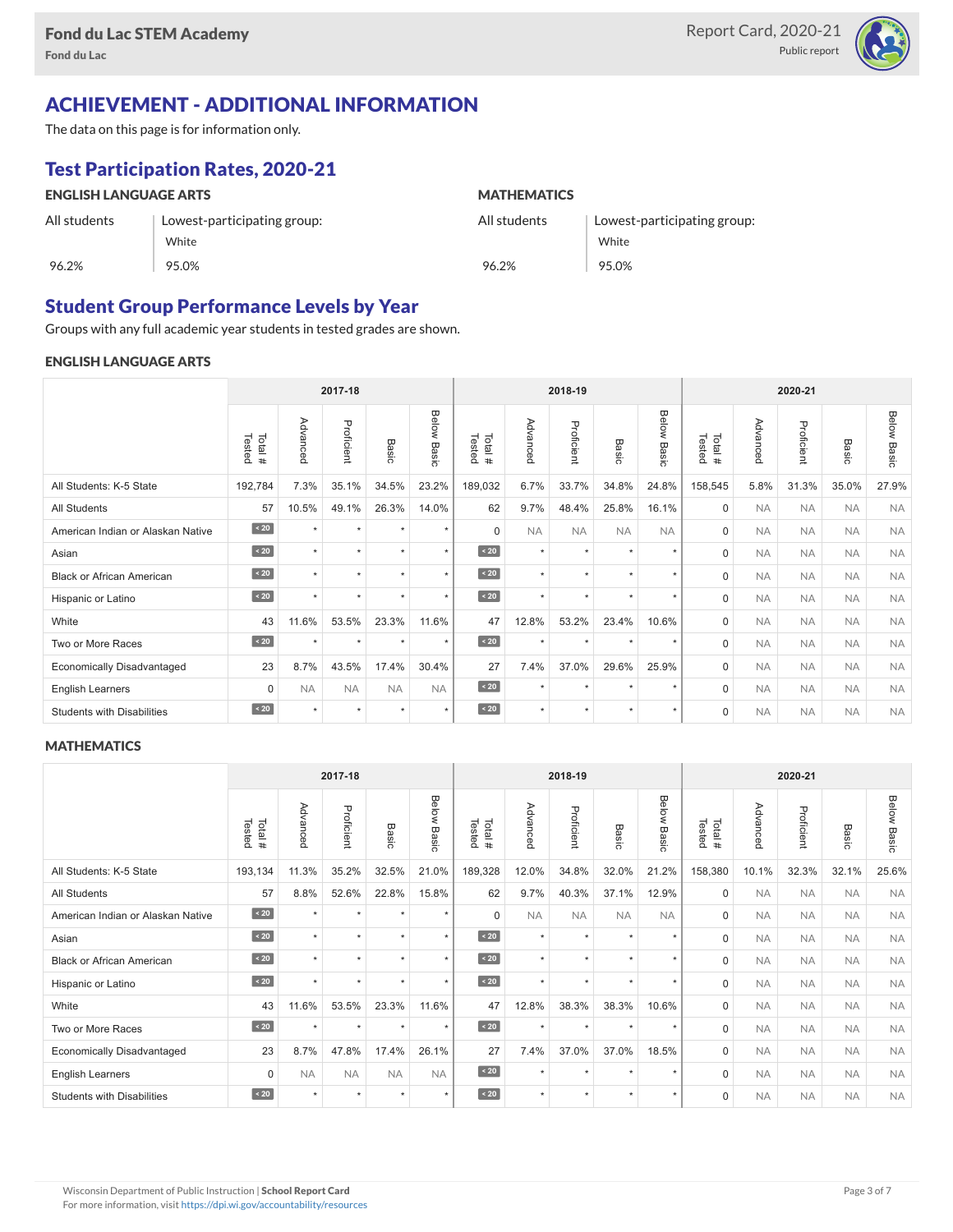# ACHIEVEMENT - ADDITIONAL INFORMATION

The data on this page is for information only.

## Test Participation Rates, 2020-21

### ENGLISH LANGUAGE ARTS

| All students | Lowest-participating group: White |
|---|---|
| 96.2% | 95.0% |

### MATHEMATICS

| All students | Lowest-participating group: White |
|---|---|
| 96.2% | 95.0% |

## Student Group Performance Levels by Year

Groups with any full academic year students in tested grades are shown.

### ENGLISH LANGUAGE ARTS

| | 2017-18 | | | | | 2018-19 | | | | | 2020-21 | | | | |
|---|---|---|---|---|---|---|---|---|---|---|---|---|---|---|---|
| | Total # Tested | Advanced | Proficient | Basic | Below Basic | Total # Tested | Advanced | Proficient | Basic | Below Basic | Total # Tested | Advanced | Proficient | Basic | Below Basic |
| All Students: K-5 State | 192,784 | 7.3% | 35.1% | 34.5% | 23.2% | 189,032 | 6.7% | 33.7% | 34.8% | 24.8% | 158,545 | 5.8% | 31.3% | 35.0% | 27.9% |
| All Students | 57 | 10.5% | 49.1% | 26.3% | 14.0% | 62 | 9.7% | 48.4% | 25.8% | 16.1% | 0 | NA | NA | NA | NA |
| American Indian or Alaskan Native | < 20 | * | * | * | * | 0 | NA | NA | NA | NA | 0 | NA | NA | NA | NA |
| Asian | < 20 | * | * | * | * | < 20 | * | * | * | * | 0 | NA | NA | NA | NA |
| Black or African American | < 20 | * | * | * | * | < 20 | * | * | * | * | 0 | NA | NA | NA | NA |
| Hispanic or Latino | < 20 | * | * | * | * | < 20 | * | * | * | * | 0 | NA | NA | NA | NA |
| White | 43 | 11.6% | 53.5% | 23.3% | 11.6% | 47 | 12.8% | 53.2% | 23.4% | 10.6% | 0 | NA | NA | NA | NA |
| Two or More Races | < 20 | * | * | * | * | < 20 | * | * | * | * | 0 | NA | NA | NA | NA |
| Economically Disadvantaged | 23 | 8.7% | 43.5% | 17.4% | 30.4% | 27 | 7.4% | 37.0% | 29.6% | 25.9% | 0 | NA | NA | NA | NA |
| English Learners | 0 | NA | NA | NA | NA | < 20 | * | * | * | * | 0 | NA | NA | NA | NA |
| Students with Disabilities | < 20 | * | * | * | * | < 20 | * | * | * | * | 0 | NA | NA | NA | NA |

### MATHEMATICS

| | 2017-18 | | | | | 2018-19 | | | | | 2020-21 | | | | |
|---|---|---|---|---|---|---|---|---|---|---|---|---|---|---|---|
| | Total # Tested | Advanced | Proficient | Basic | Below Basic | Total # Tested | Advanced | Proficient | Basic | Below Basic | Total # Tested | Advanced | Proficient | Basic | Below Basic |
| All Students: K-5 State | 193,134 | 11.3% | 35.2% | 32.5% | 21.0% | 189,328 | 12.0% | 34.8% | 32.0% | 21.2% | 158,380 | 10.1% | 32.3% | 32.1% | 25.6% |
| All Students | 57 | 8.8% | 52.6% | 22.8% | 15.8% | 62 | 9.7% | 40.3% | 37.1% | 12.9% | 0 | NA | NA | NA | NA |
| American Indian or Alaskan Native | < 20 | * | * | * | * | 0 | NA | NA | NA | NA | 0 | NA | NA | NA | NA |
| Asian | < 20 | * | * | * | * | < 20 | * | * | * | * | 0 | NA | NA | NA | NA |
| Black or African American | < 20 | * | * | * | * | < 20 | * | * | * | * | 0 | NA | NA | NA | NA |
| Hispanic or Latino | < 20 | * | * | * | * | < 20 | * | * | * | * | 0 | NA | NA | NA | NA |
| White | 43 | 11.6% | 53.5% | 23.3% | 11.6% | 47 | 12.8% | 38.3% | 38.3% | 10.6% | 0 | NA | NA | NA | NA |
| Two or More Races | < 20 | * | * | * | * | < 20 | * | * | * | * | 0 | NA | NA | NA | NA |
| Economically Disadvantaged | 23 | 8.7% | 47.8% | 17.4% | 26.1% | 27 | 7.4% | 37.0% | 37.0% | 18.5% | 0 | NA | NA | NA | NA |
| English Learners | 0 | NA | NA | NA | NA | < 20 | * | * | * | * | 0 | NA | NA | NA | NA |
| Students with Disabilities | < 20 | * | * | * | * | < 20 | * | * | * | * | 0 | NA | NA | NA | NA |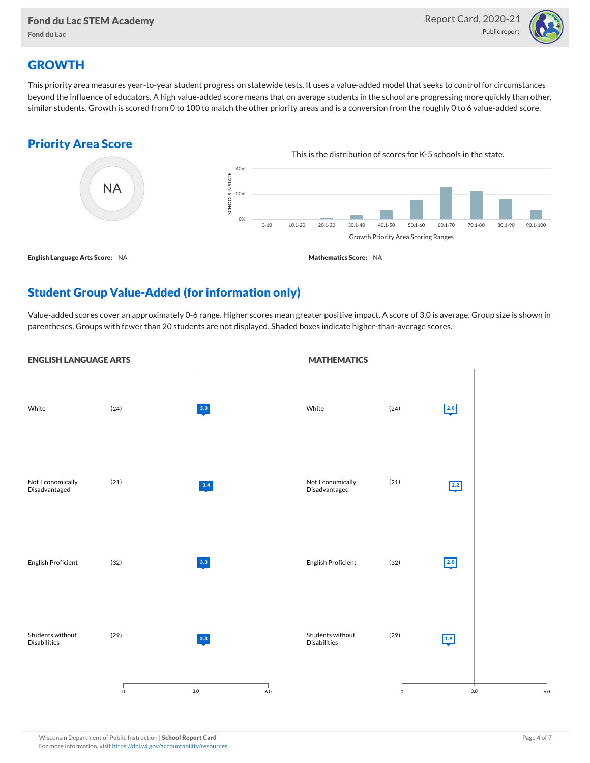## GROWTH

This priority area measures year-to-year student progress on statewide tests. It uses a value-added model that seeks to control for circumstances beyond the influence of educators. A high value-added score means that on average students in the school are progressing more quickly than other, similar students. Growth is scored from 0 to 100 to match the other priority areas and is a conversion from the roughly 0 to 6 value-added score.

### Priority Area Score

NA

This is the distribution of scores for K-5 schools in the state.

| Growth Priority Area Scoring Ranges | 0-10 | 10.1-20 | 20.1-30 | 30.1-40 | 40.1-50 | 50.1-60 | 60.1-70 | 70.1-80 | 80.1-90 | 90.1-100 |
|---|---|---|---|---|---|---|---|---|---|---|

**English Language Arts Score:** NA

**Mathematics Score:** NA

### Student Group Value-Added (for information only)

Value-added scores cover an approximately 0-6 range. Higher scores mean greater positive impact. A score of 3.0 is average. Group size is shown in parentheses. Groups with fewer than 20 students are not displayed. Shaded boxes indicate higher-than-average scores.

**ENGLISH LANGUAGE ARTS**

| Group | Size | Value-Added |
|---|---|---|
| White | (24) | 3.3 |
| Not Economically Disadvantaged | (21) | 3.4 |
| English Proficient | (32) | 3.3 |
| Students without Disabilities | (29) | 3.3 |

**MATHEMATICS**

| Group | Size | Value-Added |
|---|---|---|
| White | (24) | 2.0 |
| Not Economically Disadvantaged | (21) | 2.2 |
| English Proficient | (32) | 2.0 |
| Students without Disabilities | (29) | 1.9 |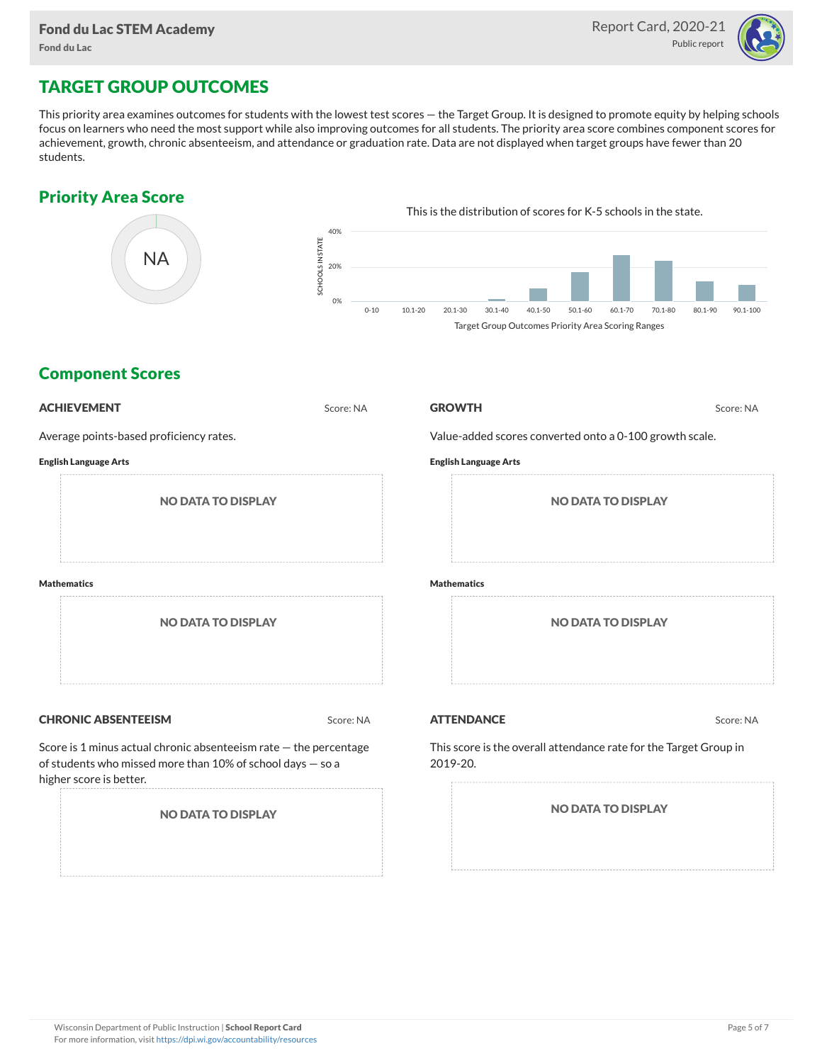## TARGET GROUP OUTCOMES

This priority area examines outcomes for students with the lowest test scores — the Target Group. It is designed to promote equity by helping schools focus on learners who need the most support while also improving outcomes for all students. The priority area score combines component scores for achievement, growth, chronic absenteeism, and attendance or graduation rate. Data are not displayed when target groups have fewer than 20 students.

### Priority Area Score

NA

This is the distribution of scores for K-5 schools in the state.

SCHOOLS IN STATE: 40%, 20%, 0%

0-10, 10.1-20, 20.1-30, 30.1-40, 40.1-50, 50.1-60, 60.1-70, 70.1-80, 80.1-90, 90.1-100

Target Group Outcomes Priority Area Scoring Ranges

### Component Scores

**ACHIEVEMENT** Score: NA

Average points-based proficiency rates.

**English Language Arts**

NO DATA TO DISPLAY

**Mathematics**

NO DATA TO DISPLAY

**GROWTH** Score: NA

Value-added scores converted onto a 0-100 growth scale.

**English Language Arts**

NO DATA TO DISPLAY

**Mathematics**

NO DATA TO DISPLAY

**CHRONIC ABSENTEEISM** Score: NA

Score is 1 minus actual chronic absenteeism rate — the percentage of students who missed more than 10% of school days — so a higher score is better.

NO DATA TO DISPLAY

**ATTENDANCE** Score: NA

This score is the overall attendance rate for the Target Group in 2019-20.

NO DATA TO DISPLAY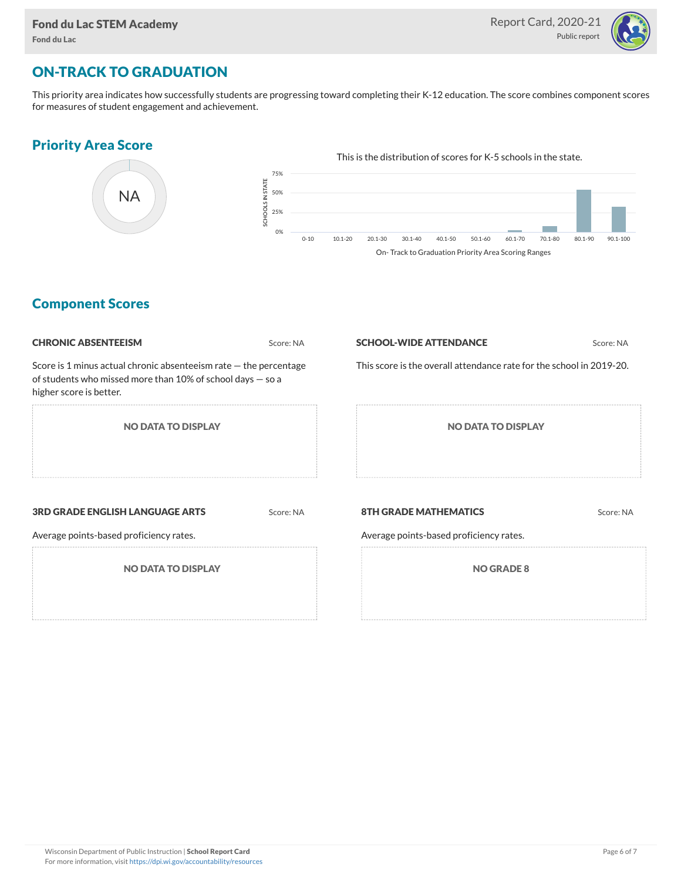## ON-TRACK TO GRADUATION

This priority area indicates how successfully students are progressing toward completing their K-12 education. The score combines component scores for measures of student engagement and achievement.

### Priority Area Score

NA

This is the distribution of scores for K-5 schools in the state.

SCHOOLS IN STATE: 75%, 50%, 25%, 0%

0-10 | 10.1-20 | 20.1-30 | 30.1-40 | 40.1-50 | 50.1-60 | 60.1-70 | 70.1-80 | 80.1-90 | 90.1-100

On- Track to Graduation Priority Area Scoring Ranges

### Component Scores

**CHRONIC ABSENTEEISM** Score: NA

Score is 1 minus actual chronic absenteeism rate — the percentage of students who missed more than 10% of school days — so a higher score is better.

NO DATA TO DISPLAY

**SCHOOL-WIDE ATTENDANCE** Score: NA

This score is the overall attendance rate for the school in 2019-20.

NO DATA TO DISPLAY

**3RD GRADE ENGLISH LANGUAGE ARTS** Score: NA

Average points-based proficiency rates.

NO DATA TO DISPLAY

**8TH GRADE MATHEMATICS** Score: NA

Average points-based proficiency rates.

NO GRADE 8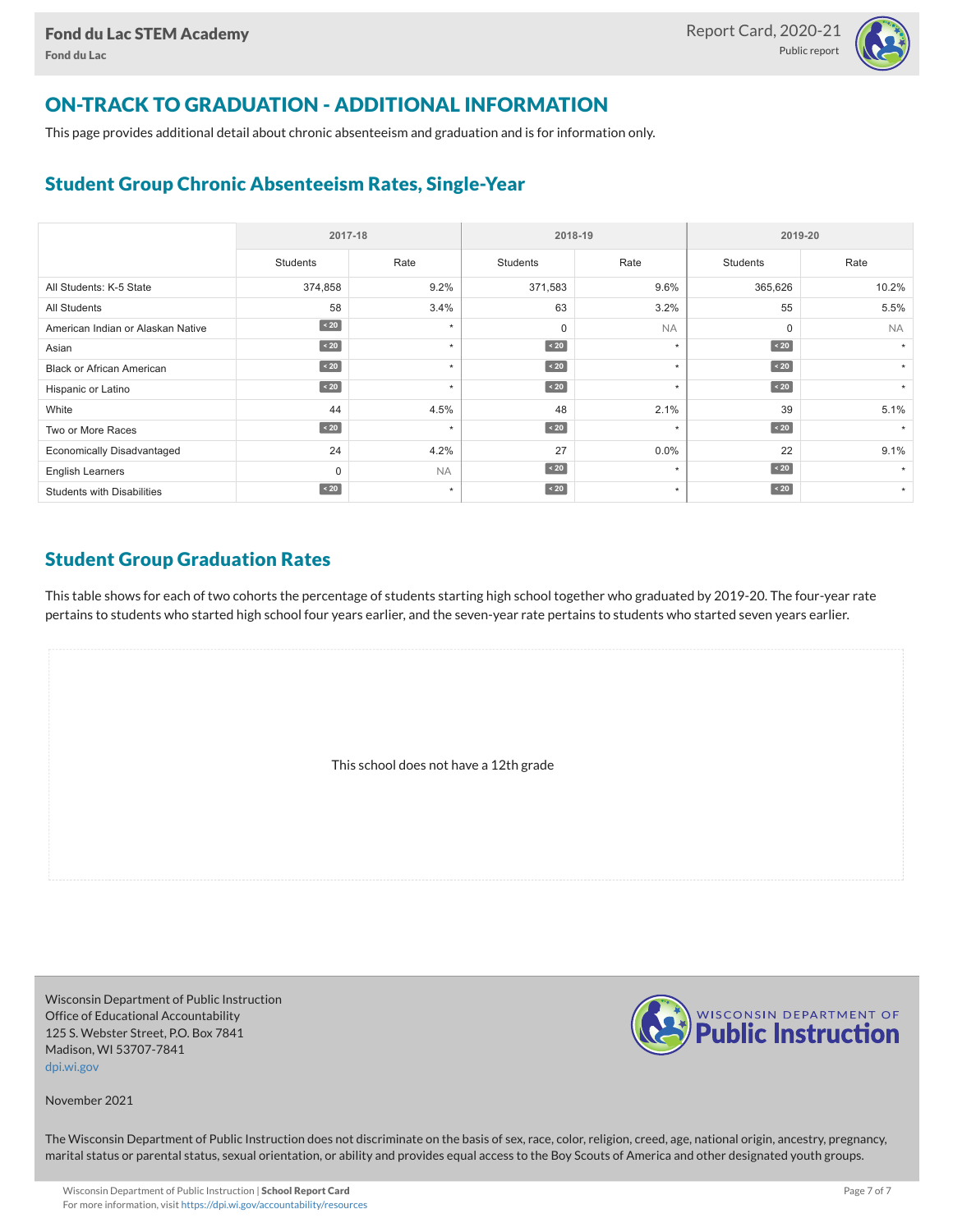## ON-TRACK TO GRADUATION - ADDITIONAL INFORMATION

This page provides additional detail about chronic absenteeism and graduation and is for information only.

### Student Group Chronic Absenteeism Rates, Single-Year

| | 2017-18 | | 2018-19 | | 2019-20 | |
|---|---|---|---|---|---|---|
| | Students | Rate | Students | Rate | Students | Rate |
| All Students: K-5 State | 374,858 | 9.2% | 371,583 | 9.6% | 365,626 | 10.2% |
| All Students | 58 | 3.4% | 63 | 3.2% | 55 | 5.5% |
| American Indian or Alaskan Native | < 20 | * | 0 | NA | 0 | NA |
| Asian | < 20 | * | < 20 | * | < 20 | * |
| Black or African American | < 20 | * | < 20 | * | < 20 | * |
| Hispanic or Latino | < 20 | * | < 20 | * | < 20 | * |
| White | 44 | 4.5% | 48 | 2.1% | 39 | 5.1% |
| Two or More Races | < 20 | * | < 20 | * | < 20 | * |
| Economically Disadvantaged | 24 | 4.2% | 27 | 0.0% | 22 | 9.1% |
| English Learners | 0 | NA | < 20 | * | < 20 | * |
| Students with Disabilities | < 20 | * | < 20 | * | < 20 | * |

### Student Group Graduation Rates

This table shows for each of two cohorts the percentage of students starting high school together who graduated by 2019-20. The four-year rate pertains to students who started high school four years earlier, and the seven-year rate pertains to students who started seven years earlier.

This school does not have a 12th grade

Wisconsin Department of Public Instruction
Office of Educational Accountability
125 S. Webster Street, P.O. Box 7841
Madison, WI 53707-7841
dpi.wi.gov

November 2021

The Wisconsin Department of Public Instruction does not discriminate on the basis of sex, race, color, religion, creed, age, national origin, ancestry, pregnancy, marital status or parental status, sexual orientation, or ability and provides equal access to the Boy Scouts of America and other designated youth groups.